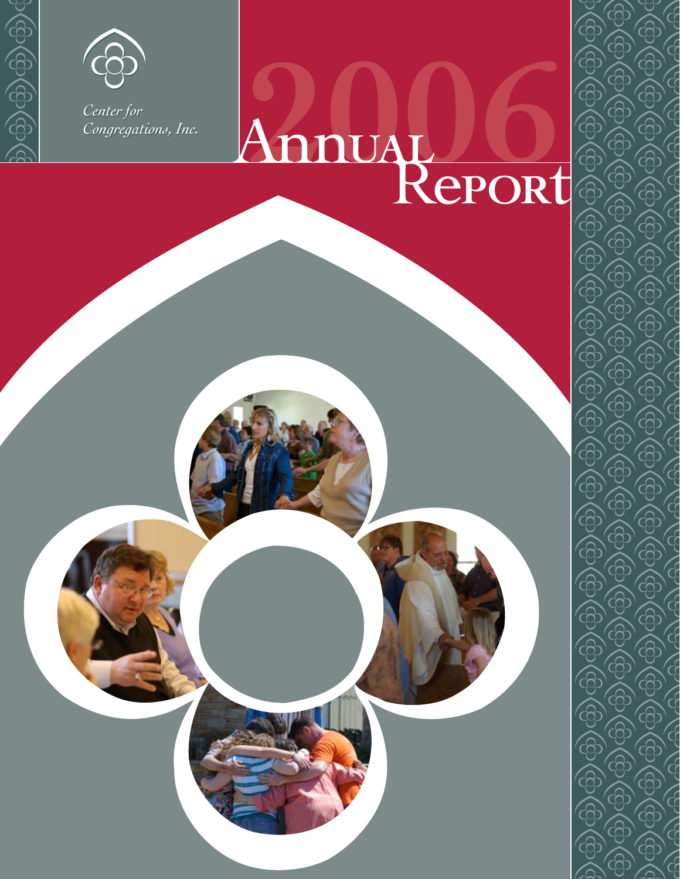*Center for Congregations, Inc.*

# 2006 Annual Report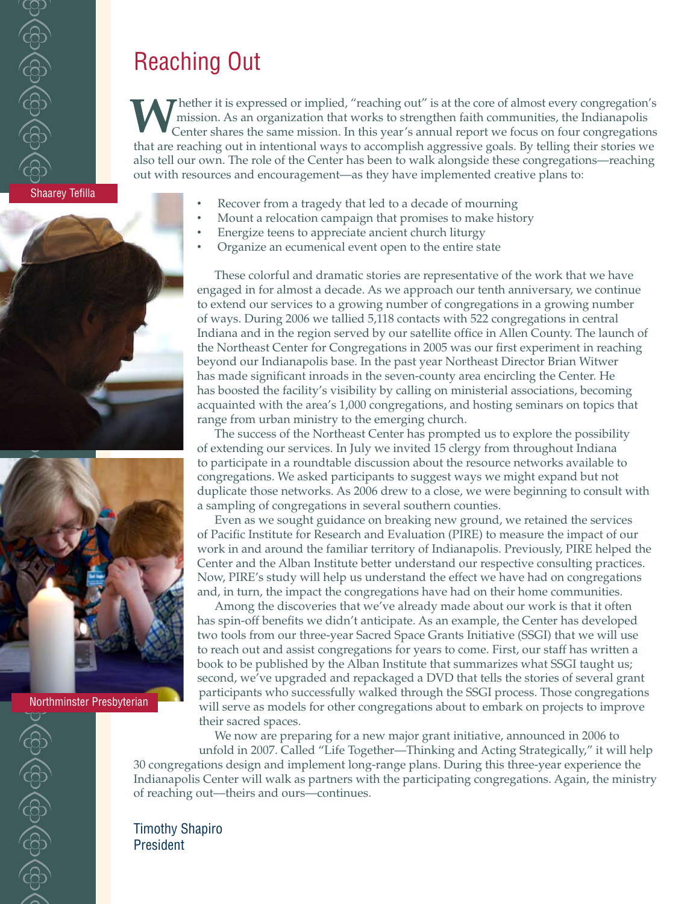# Reaching Out

Whether it is expressed or implied, "reaching out" is at the core of almost every congregation's mission. As an organization that works to strengthen faith communities, the Indianapolis Center shares the same mission. In this year's annual report we focus on four congregations that are reaching out in intentional ways to accomplish aggressive goals. By telling their stories we also tell our own. The role of the Center has been to walk alongside these congregations—reaching out with resources and encouragement—as they have implemented creative plans to:

- Recover from a tragedy that led to a decade of mourning
- Mount a relocation campaign that promises to make history
- Energize teens to appreciate ancient church liturgy
- Organize an ecumenical event open to the entire state

These colorful and dramatic stories are representative of the work that we have engaged in for almost a decade. As we approach our tenth anniversary, we continue to extend our services to a growing number of congregations in a growing number of ways. During 2006 we tallied 5,118 contacts with 522 congregations in central Indiana and in the region served by our satellite office in Allen County. The launch of the Northeast Center for Congregations in 2005 was our first experiment in reaching beyond our Indianapolis base. In the past year Northeast Director Brian Witwer has made significant inroads in the seven-county area encircling the Center. He has boosted the facility's visibility by calling on ministerial associations, becoming acquainted with the area's 1,000 congregations, and hosting seminars on topics that range from urban ministry to the emerging church.

The success of the Northeast Center has prompted us to explore the possibility of extending our services. In July we invited 15 clergy from throughout Indiana to participate in a roundtable discussion about the resource networks available to congregations. We asked participants to suggest ways we might expand but not duplicate those networks. As 2006 drew to a close, we were beginning to consult with a sampling of congregations in several southern counties.

Even as we sought guidance on breaking new ground, we retained the services of Pacific Institute for Research and Evaluation (PIRE) to measure the impact of our work in and around the familiar territory of Indianapolis. Previously, PIRE helped the Center and the Alban Institute better understand our respective consulting practices. Now, PIRE's study will help us understand the effect we have had on congregations and, in turn, the impact the congregations have had on their home communities.

Among the discoveries that we've already made about our work is that it often has spin-off benefits we didn't anticipate. As an example, the Center has developed two tools from our three-year Sacred Space Grants Initiative (SSGI) that we will use to reach out and assist congregations for years to come. First, our staff has written a book to be published by the Alban Institute that summarizes what SSGI taught us; second, we've upgraded and repackaged a DVD that tells the stories of several grant participants who successfully walked through the SSGI process. Those congregations will serve as models for other congregations about to embark on projects to improve their sacred spaces.

We now are preparing for a new major grant initiative, announced in 2006 to unfold in 2007. Called "Life Together—Thinking and Acting Strategically," it will help 30 congregations design and implement long-range plans. During this three-year experience the Indianapolis Center will walk as partners with the participating congregations. Again, the ministry of reaching out—theirs and ours—continues.

Timothy Shapiro
President

Shaarey Tefilla

Northminster Presbyterian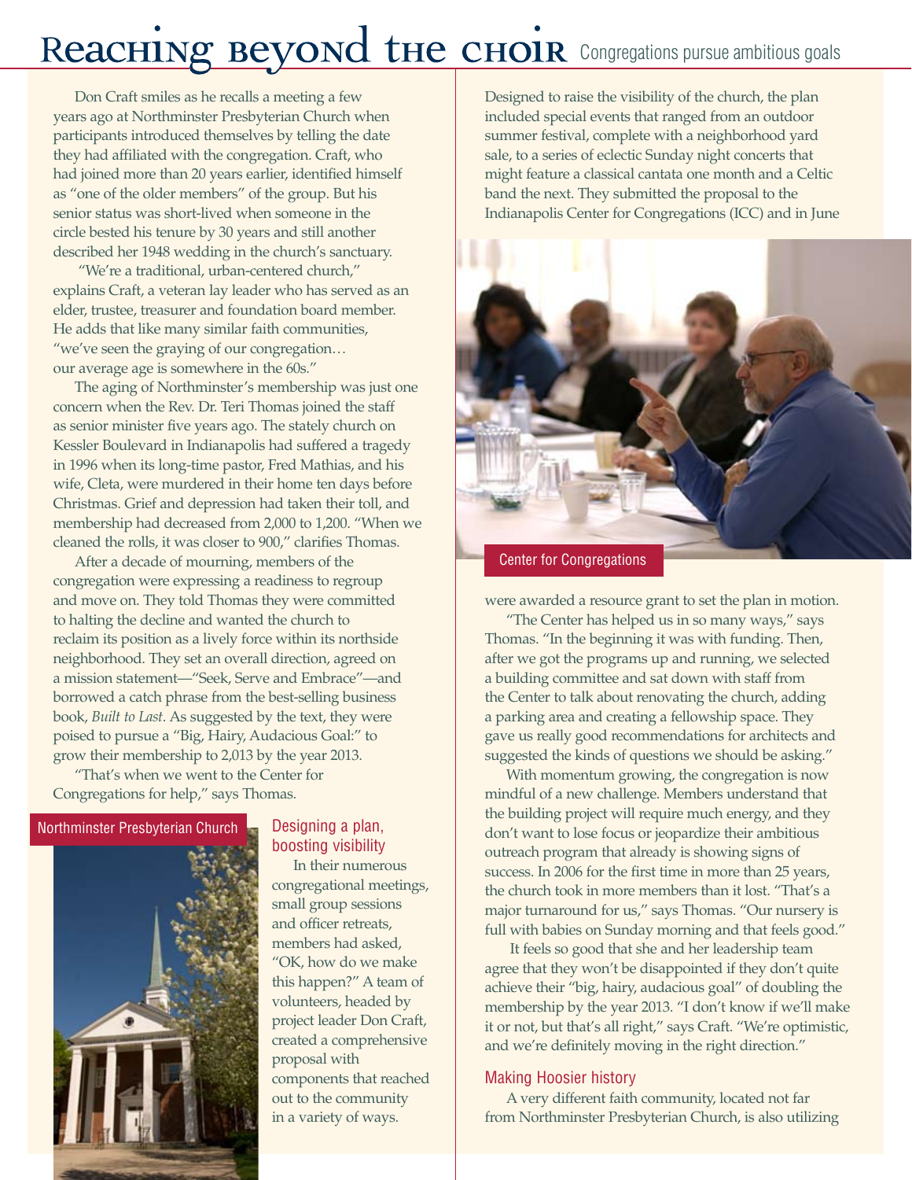# Reaching Beyond the Choir

Congregations pursue ambitious goals

Don Craft smiles as he recalls a meeting a few years ago at Northminster Presbyterian Church when participants introduced themselves by telling the date they had affiliated with the congregation. Craft, who had joined more than 20 years earlier, identified himself as "one of the older members" of the group. But his senior status was short-lived when someone in the circle bested his tenure by 30 years and still another described her 1948 wedding in the church's sanctuary.

"We're a traditional, urban-centered church," explains Craft, a veteran lay leader who has served as an elder, trustee, treasurer and foundation board member. He adds that like many similar faith communities, "we've seen the graying of our congregation… our average age is somewhere in the 60s."

The aging of Northminster's membership was just one concern when the Rev. Dr. Teri Thomas joined the staff as senior minister five years ago. The stately church on Kessler Boulevard in Indianapolis had suffered a tragedy in 1996 when its long-time pastor, Fred Mathias, and his wife, Cleta, were murdered in their home ten days before Christmas. Grief and depression had taken their toll, and membership had decreased from 2,000 to 1,200. "When we cleaned the rolls, it was closer to 900," clarifies Thomas.

After a decade of mourning, members of the congregation were expressing a readiness to regroup and move on. They told Thomas they were committed to halting the decline and wanted the church to reclaim its position as a lively force within its northside neighborhood. They set an overall direction, agreed on a mission statement—"Seek, Serve and Embrace"—and borrowed a catch phrase from the best-selling business book, *Built to Last*. As suggested by the text, they were poised to pursue a "Big, Hairy, Audacious Goal:" to grow their membership to 2,013 by the year 2013.

"That's when we went to the Center for Congregations for help," says Thomas.

Northminster Presbyterian Church

## Designing a plan, boosting visibility

In their numerous congregational meetings, small group sessions and officer retreats, members had asked, "OK, how do we make this happen?" A team of volunteers, headed by project leader Don Craft, created a comprehensive proposal with components that reached out to the community in a variety of ways.

Designed to raise the visibility of the church, the plan included special events that ranged from an outdoor summer festival, complete with a neighborhood yard sale, to a series of eclectic Sunday night concerts that might feature a classical cantata one month and a Celtic band the next. They submitted the proposal to the Indianapolis Center for Congregations (ICC) and in June were awarded a resource grant to set the plan in motion.

Center for Congregations

"The Center has helped us in so many ways," says Thomas. "In the beginning it was with funding. Then, after we got the programs up and running, we selected a building committee and sat down with staff from the Center to talk about renovating the church, adding a parking area and creating a fellowship space. They gave us really good recommendations for architects and suggested the kinds of questions we should be asking."

With momentum growing, the congregation is now mindful of a new challenge. Members understand that the building project will require much energy, and they don't want to lose focus or jeopardize their ambitious outreach program that already is showing signs of success. In 2006 for the first time in more than 25 years, the church took in more members than it lost. "That's a major turnaround for us," says Thomas. "Our nursery is full with babies on Sunday morning and that feels good."

It feels so good that she and her leadership team agree that they won't be disappointed if they don't quite achieve their "big, hairy, audacious goal" of doubling the membership by the year 2013. "I don't know if we'll make it or not, but that's all right," says Craft. "We're optimistic, and we're definitely moving in the right direction."

## Making Hoosier history

A very different faith community, located not far from Northminster Presbyterian Church, is also utilizing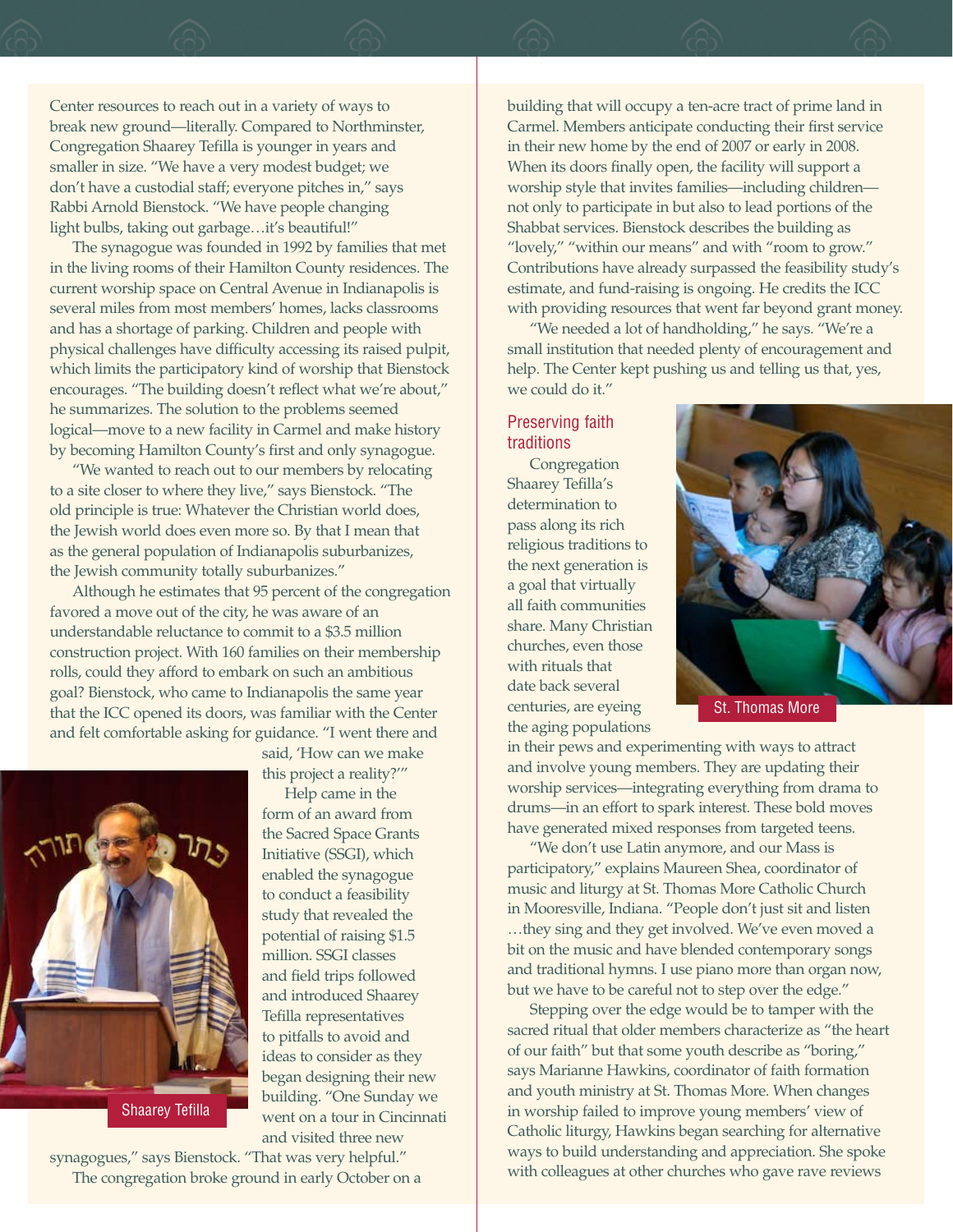Center resources to reach out in a variety of ways to break new ground—literally. Compared to Northminster, Congregation Shaarey Tefilla is younger in years and smaller in size. "We have a very modest budget; we don't have a custodial staff; everyone pitches in," says Rabbi Arnold Bienstock. "We have people changing light bulbs, taking out garbage…it's beautiful!"

The synagogue was founded in 1992 by families that met in the living rooms of their Hamilton County residences. The current worship space on Central Avenue in Indianapolis is several miles from most members' homes, lacks classrooms and has a shortage of parking. Children and people with physical challenges have difficulty accessing its raised pulpit, which limits the participatory kind of worship that Bienstock encourages. "The building doesn't reflect what we're about," he summarizes. The solution to the problems seemed logical—move to a new facility in Carmel and make history by becoming Hamilton County's first and only synagogue.

"We wanted to reach out to our members by relocating to a site closer to where they live," says Bienstock. "The old principle is true: Whatever the Christian world does, the Jewish world does even more so. By that I mean that as the general population of Indianapolis suburbanizes, the Jewish community totally suburbanizes."

Although he estimates that 95 percent of the congregation favored a move out of the city, he was aware of an understandable reluctance to commit to a $3.5 million construction project. With 160 families on their membership rolls, could they afford to embark on such an ambitious goal? Bienstock, who came to Indianapolis the same year that the ICC opened its doors, was familiar with the Center and felt comfortable asking for guidance. "I went there and said, 'How can we make this project a reality?'"

Help came in the form of an award from the Sacred Space Grants Initiative (SSGI), which enabled the synagogue to conduct a feasibility study that revealed the potential of raising $1.5 million. SSGI classes and field trips followed and introduced Shaarey Tefilla representatives to pitfalls to avoid and ideas to consider as they began designing their new building. "One Sunday we went on a tour in Cincinnati and visited three new synagogues," says Bienstock. "That was very helpful."

Shaarey Tefilla

The congregation broke ground in early October on a building that will occupy a ten-acre tract of prime land in Carmel. Members anticipate conducting their first service in their new home by the end of 2007 or early in 2008. When its doors finally open, the facility will support a worship style that invites families—including children—not only to participate in but also to lead portions of the Shabbat services. Bienstock describes the building as "lovely," "within our means" and with "room to grow." Contributions have already surpassed the feasibility study's estimate, and fund-raising is ongoing. He credits the ICC with providing resources that went far beyond grant money.

"We needed a lot of handholding," he says. "We're a small institution that needed plenty of encouragement and help. The Center kept pushing us and telling us that, yes, we could do it."

## Preserving faith traditions

Congregation Shaarey Tefilla's determination to pass along its rich religious traditions to the next generation is a goal that virtually all faith communities share. Many Christian churches, even those with rituals that date back several centuries, are eyeing the aging populations in their pews and experimenting with ways to attract and involve young members. They are updating their worship services—integrating everything from drama to drums—in an effort to spark interest. These bold moves have generated mixed responses from targeted teens.

St. Thomas More

"We don't use Latin anymore, and our Mass is participatory," explains Maureen Shea, coordinator of music and liturgy at St. Thomas More Catholic Church in Mooresville, Indiana. "People don't just sit and listen …they sing and they get involved. We've even moved a bit on the music and have blended contemporary songs and traditional hymns. I use piano more than organ now, but we have to be careful not to step over the edge."

Stepping over the edge would be to tamper with the sacred ritual that older members characterize as "the heart of our faith" but that some youth describe as "boring," says Marianne Hawkins, coordinator of faith formation and youth ministry at St. Thomas More. When changes in worship failed to improve young members' view of Catholic liturgy, Hawkins began searching for alternative ways to build understanding and appreciation. She spoke with colleagues at other churches who gave rave reviews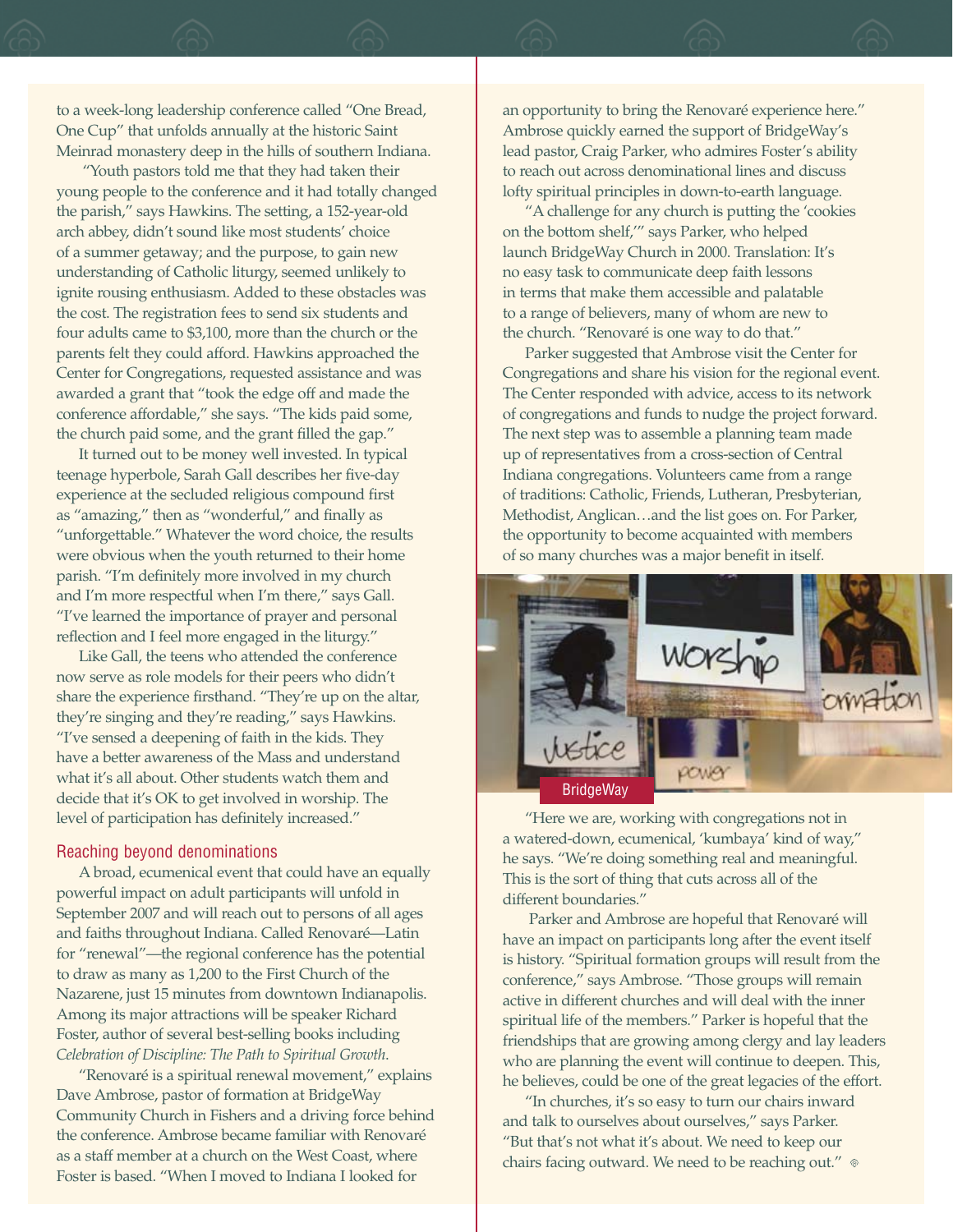to a week-long leadership conference called "One Bread, One Cup" that unfolds annually at the historic Saint Meinrad monastery deep in the hills of southern Indiana.

"Youth pastors told me that they had taken their young people to the conference and it had totally changed the parish," says Hawkins. The setting, a 152-year-old arch abbey, didn't sound like most students' choice of a summer getaway; and the purpose, to gain new understanding of Catholic liturgy, seemed unlikely to ignite rousing enthusiasm. Added to these obstacles was the cost. The registration fees to send six students and four adults came to $3,100, more than the church or the parents felt they could afford. Hawkins approached the Center for Congregations, requested assistance and was awarded a grant that "took the edge off and made the conference affordable," she says. "The kids paid some, the church paid some, and the grant filled the gap."

It turned out to be money well invested. In typical teenage hyperbole, Sarah Gall describes her five-day experience at the secluded religious compound first as "amazing," then as "wonderful," and finally as "unforgettable." Whatever the word choice, the results were obvious when the youth returned to their home parish. "I'm definitely more involved in my church and I'm more respectful when I'm there," says Gall. "I've learned the importance of prayer and personal reflection and I feel more engaged in the liturgy."

Like Gall, the teens who attended the conference now serve as role models for their peers who didn't share the experience firsthand. "They're up on the altar, they're singing and they're reading," says Hawkins. "I've sensed a deepening of faith in the kids. They have a better awareness of the Mass and understand what it's all about. Other students watch them and decide that it's OK to get involved in worship. The level of participation has definitely increased."

## Reaching beyond denominations

A broad, ecumenical event that could have an equally powerful impact on adult participants will unfold in September 2007 and will reach out to persons of all ages and faiths throughout Indiana. Called Renovaré—Latin for "renewal"—the regional conference has the potential to draw as many as 1,200 to the First Church of the Nazarene, just 15 minutes from downtown Indianapolis. Among its major attractions will be speaker Richard Foster, author of several best-selling books including *Celebration of Discipline: The Path to Spiritual Growth*.

"Renovaré is a spiritual renewal movement," explains Dave Ambrose, pastor of formation at BridgeWay Community Church in Fishers and a driving force behind the conference. Ambrose became familiar with Renovaré as a staff member at a church on the West Coast, where Foster is based. "When I moved to Indiana I looked for an opportunity to bring the Renovaré experience here." Ambrose quickly earned the support of BridgeWay's lead pastor, Craig Parker, who admires Foster's ability to reach out across denominational lines and discuss lofty spiritual principles in down-to-earth language.

"A challenge for any church is putting the 'cookies on the bottom shelf,'" says Parker, who helped launch BridgeWay Church in 2000. Translation: It's no easy task to communicate deep faith lessons in terms that make them accessible and palatable to a range of believers, many of whom are new to the church. "Renovaré is one way to do that."

Parker suggested that Ambrose visit the Center for Congregations and share his vision for the regional event. The Center responded with advice, access to its network of congregations and funds to nudge the project forward. The next step was to assemble a planning team made up of representatives from a cross-section of Central Indiana congregations. Volunteers came from a range of traditions: Catholic, Friends, Lutheran, Presbyterian, Methodist, Anglican…and the list goes on. For Parker, the opportunity to become acquainted with members of so many churches was a major benefit in itself.

BridgeWay

"Here we are, working with congregations not in a watered-down, ecumenical, 'kumbaya' kind of way," he says. "We're doing something real and meaningful. This is the sort of thing that cuts across all of the different boundaries."

Parker and Ambrose are hopeful that Renovaré will have an impact on participants long after the event itself is history. "Spiritual formation groups will result from the conference," says Ambrose. "Those groups will remain active in different churches and will deal with the inner spiritual life of the members." Parker is hopeful that the friendships that are growing among clergy and lay leaders who are planning the event will continue to deepen. This, he believes, could be one of the great legacies of the effort.

"In churches, it's so easy to turn our chairs inward and talk to ourselves about ourselves," says Parker. "But that's not what it's about. We need to keep our chairs facing outward. We need to be reaching out."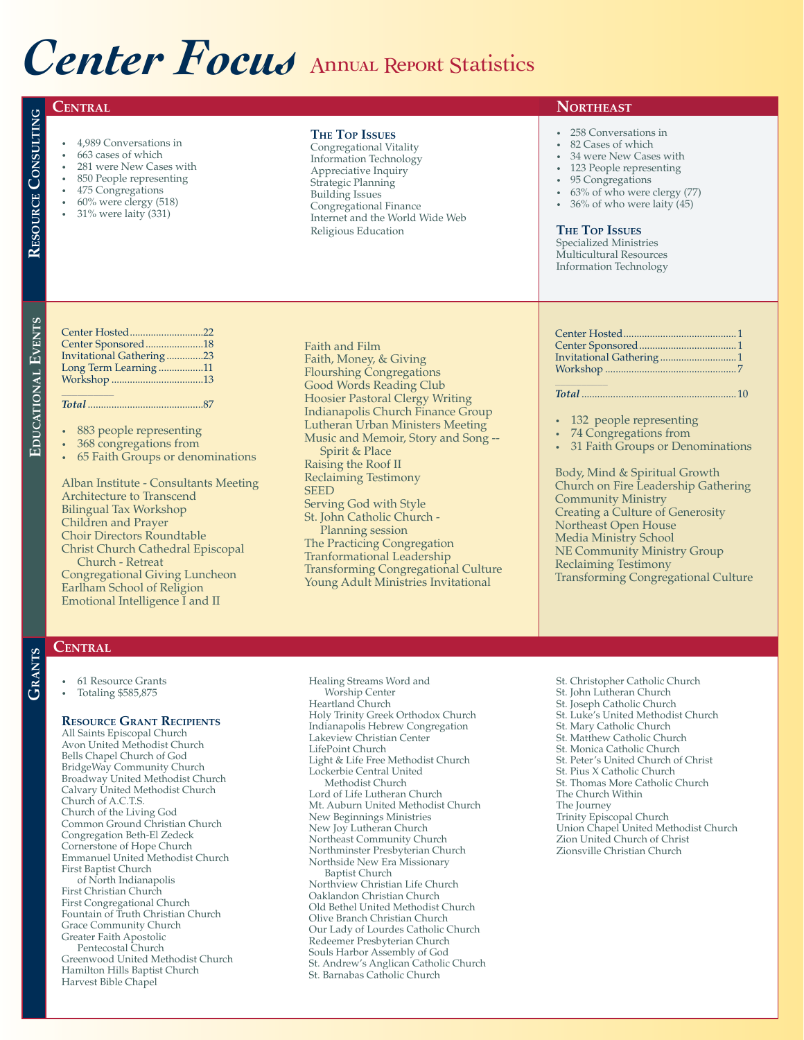# Center Focus

## Annual Report Statistics

## Resource Consulting

### Central

- 4,989 Conversations in
- 663 cases of which
- 281 were New Cases with
- 850 People representing
- 475 Congregations
- 60% were clergy (518)
- 31% were laity (331)

**The Top Issues**

Congregational Vitality
Information Technology
Appreciative Inquiry
Strategic Planning
Building Issues
Congregational Finance
Internet and the World Wide Web
Religious Education

### Northeast

- 258 Conversations in
- 82 Cases of which
- 34 were New Cases with
- 123 People representing
- 95 Congregations
- 63% of who were clergy (77)
- 36% of who were laity (45)

**The Top Issues**

Specialized Ministries
Multicultural Resources
Information Technology

## Educational Events

### Central

| | |
|---|---|
| Center Hosted | 22 |
| Center Sponsored | 18 |
| Invitational Gathering | 23 |
| Long Term Learning | 11 |
| Workshop | 13 |
| ***Total*** | 87 |

- 883 people representing
- 368 congregations from
- 65 Faith Groups or denominations

Alban Institute - Consultants Meeting
Architecture to Transcend
Bilingual Tax Workshop
Children and Prayer
Choir Directors Roundtable
Christ Church Cathedral Episcopal Church - Retreat
Congregational Giving Luncheon
Earlham School of Religion
Emotional Intelligence I and II
Faith and Film
Faith, Money, & Giving
Flourshing Congregations
Good Words Reading Club
Hoosier Pastoral Clergy Writing
Indianapolis Church Finance Group
Lutheran Urban Ministers Meeting
Music and Memoir, Story and Song -- Spirit & Place
Raising the Roof II
Reclaiming Testimony
SEED
Serving God with Style
St. John Catholic Church - Planning session
The Practicing Congregation
Tranformational Leadership
Transforming Congregational Culture
Young Adult Ministries Invitational

### Northeast

| | |
|---|---|
| Center Hosted | 1 |
| Center Sponsored | 1 |
| Invitational Gathering | 1 |
| Workshop | 7 |
| ***Total*** | 10 |

- 132 people representing
- 74 Congregations from
- 31 Faith Groups or Denominations

Body, Mind & Spiritual Growth
Church on Fire Leadership Gathering
Community Ministry
Creating a Culture of Generosity
Northeast Open House
Media Ministry School
NE Community Ministry Group
Reclaiming Testimony
Transforming Congregational Culture

## Grants

### Central

- 61 Resource Grants
- Totaling $585,875

**Resource Grant Recipients**

All Saints Episcopal Church
Avon United Methodist Church
Bells Chapel Church of God
BridgeWay Community Church
Broadway United Methodist Church
Calvary United Methodist Church
Church of A.C.T.S.
Church of the Living God
Common Ground Christian Church
Congregation Beth-El Zedeck
Cornerstone of Hope Church
Emmanuel United Methodist Church
First Baptist Church of North Indianapolis
First Christian Church
First Congregational Church
Fountain of Truth Christian Church
Grace Community Church
Greater Faith Apostolic Pentecostal Church
Greenwood United Methodist Church
Hamilton Hills Baptist Church
Harvest Bible Chapel
Healing Streams Word and Worship Center
Heartland Church
Holy Trinity Greek Orthodox Church
Indianapolis Hebrew Congregation
Lakeview Christian Center
LifePoint Church
Light & Life Free Methodist Church
Lockerbie Central United Methodist Church
Lord of Life Lutheran Church
Mt. Auburn United Methodist Church
New Beginnings Ministries
New Joy Lutheran Church
Northeast Community Church
Northminster Presbyterian Church
Northside New Era Missionary Baptist Church
Northview Christian Life Church
Oaklandon Christian Church
Old Bethel United Methodist Church
Olive Branch Christian Church
Our Lady of Lourdes Catholic Church
Redeemer Presbyterian Church
Souls Harbor Assembly of God
St. Andrew's Anglican Catholic Church
St. Barnabas Catholic Church
St. Christopher Catholic Church
St. John Lutheran Church
St. Joseph Catholic Church
St. Luke's United Methodist Church
St. Mary Catholic Church
St. Matthew Catholic Church
St. Monica Catholic Church
St. Peter's United Church of Christ
St. Pius X Catholic Church
St. Thomas More Catholic Church
The Church Within
The Journey
Trinity Episcopal Church
Union Chapel United Methodist Church
Zion United Church of Christ
Zionsville Christian Church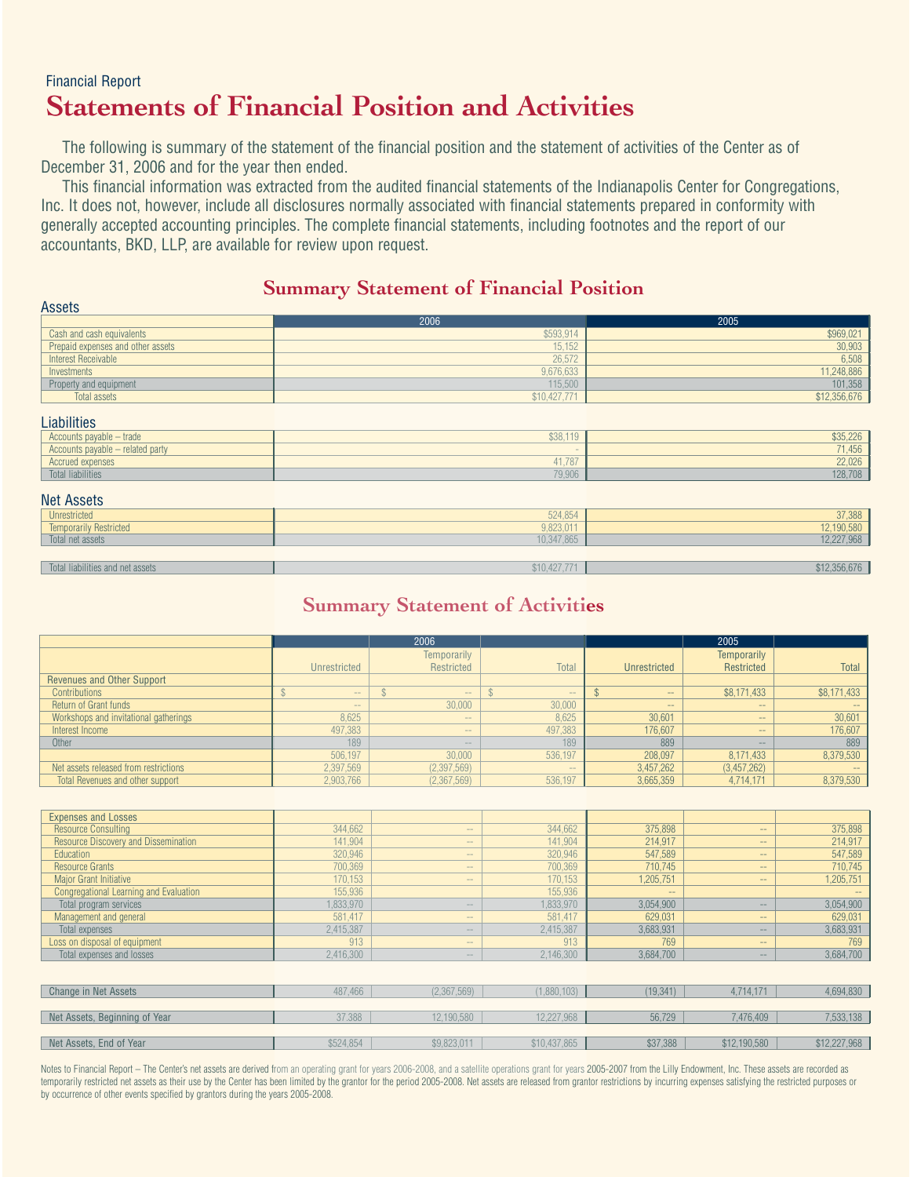Financial Report

# Statements of Financial Position and Activities

The following is summary of the statement of the financial position and the statement of activities of the Center as of December 31, 2006 and for the year then ended.

This financial information was extracted from the audited financial statements of the Indianapolis Center for Congregations, Inc. It does not, however, include all disclosures normally associated with financial statements prepared in conformity with generally accepted accounting principles. The complete financial statements, including footnotes and the report of our accountants, BKD, LLP, are available for review upon request.

## Summary Statement of Financial Position

### Assets

| | 2006 | 2005 |
|---|---|---|
| Cash and cash equivalents | $593,914 | $969,021 |
| Prepaid expenses and other assets | 15,152 | 30,903 |
| Interest Receivable | 26,572 | 6,508 |
| Investments | 9,676,633 | 11,248,886 |
| Property and equipment | 115,500 | 101,358 |
| Total assets | $10,427,771 | $12,356,676 |

### Liabilities

| | 2006 | 2005 |
|---|---|---|
| Accounts payable – trade | $38,119 | $35,226 |
| Accounts payable – related party | - | 71,456 |
| Accrued expenses | 41,787 | 22,026 |
| Total liabilities | 79,906 | 128,708 |

### Net Assets

| | 2006 | 2005 |
|---|---|---|
| Unrestricted | 524,854 | 37,388 |
| Temporarily Restricted | 9,823,011 | 12,190,580 |
| Total net assets | 10,347,865 | 12,227,968 |
| | | |
| Total liabilities and net assets | $10,427,771 | $12,356,676 |

## Summary Statement of Activities

| | 2006 | | | 2005 | | |
|---|---|---|---|---|---|---|
| | Unrestricted | Temporarily Restricted | Total | Unrestricted | Temporarily Restricted | Total |
| **Revenues and Other Support** | | | | | | |
| Contributions | $ -- | $ -- | $ -- | $ -- | $8,171,433 | $8,171,433 |
| Return of Grant funds | -- | 30,000 | 30,000 | -- | -- | -- |
| Workshops and invitational gatherings | 8,625 | -- | 8,625 | 30,601 | -- | 30,601 |
| Interest Income | 497,383 | -- | 497,383 | 176,607 | -- | 176,607 |
| Other | 189 | -- | 189 | 889 | -- | 889 |
| | 506,197 | 30,000 | 536,197 | 208,097 | 8,171,433 | 8,379,530 |
| Net assets released from restrictions | 2,397,569 | (2,397,569) | -- | 3,457,262 | (3,457,262) | -- |
| Total Revenues and other support | 2,903,766 | (2,367,569) | 536,197 | 3,665,359 | 4,714,171 | 8,379,530 |
| **Expenses and Losses** | | | | | | |
| Resource Consulting | 344,662 | -- | 344,662 | 375,898 | -- | 375,898 |
| Resource Discovery and Dissemination | 141,904 | -- | 141,904 | 214,917 | -- | 214,917 |
| Education | 320,946 | -- | 320,946 | 547,589 | -- | 547,589 |
| Resource Grants | 700,369 | -- | 700,369 | 710,745 | -- | 710,745 |
| Major Grant Initiative | 170,153 | -- | 170,153 | 1,205,751 | -- | 1,205,751 |
| Congregational Learning and Evaluation | 155,936 | | 155,936 | -- | | -- |
| Total program services | 1,833,970 | -- | 1,833,970 | 3,054,900 | -- | 3,054,900 |
| Management and general | 581,417 | -- | 581,417 | 629,031 | -- | 629,031 |
| Total expenses | 2,415,387 | -- | 2,415,387 | 3,683,931 | -- | 3,683,931 |
| Loss on disposal of equipment | 913 | -- | 913 | 769 | -- | 769 |
| Total expenses and losses | 2,416,300 | -- | 2,146,300 | 3,684,700 | -- | 3,684,700 |
| | | | | | | |
| Change in Net Assets | 487,466 | (2,367,569) | (1,880,103) | (19,341) | 4,714,171 | 4,694,830 |
| | | | | | | |
| Net Assets, Beginning of Year | 37,388 | 12,190,580 | 12,227,968 | 56,729 | 7,476,409 | 7,533,138 |
| | | | | | | |
| Net Assets, End of Year | $524,854 | $9,823,011 | $10,437,865 | $37,388 | $12,190,580 | $12,227,968 |

Notes to Financial Report – The Center's net assets are derived from an operating grant for years 2006-2008, and a satellite operations grant for years 2005-2007 from the Lilly Endowment, Inc. These assets are recorded as temporarily restricted net assets as their use by the Center has been limited by the grantor for the period 2005-2008. Net assets are released from grantor restrictions by incurring expenses satisfying the restricted purposes or by occurrence of other events specified by grantors during the years 2005-2008.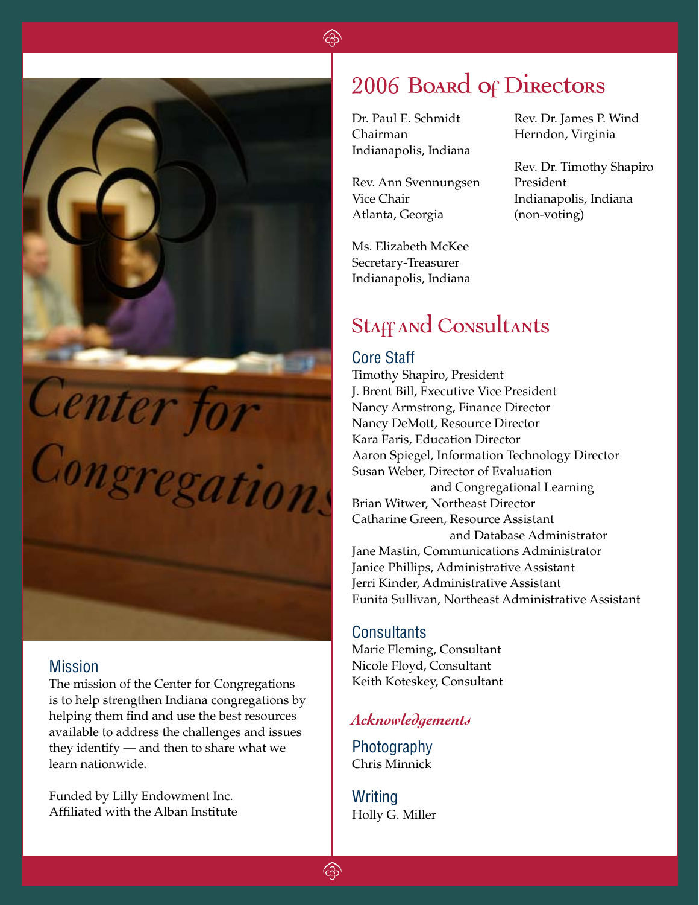## Mission

The mission of the Center for Congregations is to help strengthen Indiana congregations by helping them find and use the best resources available to address the challenges and issues they identify — and then to share what we learn nationwide.

Funded by Lilly Endowment Inc.
Affiliated with the Alban Institute

# 2006 Board of Directors

Dr. Paul E. Schmidt
Chairman
Indianapolis, Indiana

Rev. Ann Svennungsen
Vice Chair
Atlanta, Georgia

Ms. Elizabeth McKee
Secretary-Treasurer
Indianapolis, Indiana

Rev. Dr. James P. Wind
Herndon, Virginia

Rev. Dr. Timothy Shapiro
President
Indianapolis, Indiana
(non-voting)

# Staff and Consultants

## Core Staff

Timothy Shapiro, President
J. Brent Bill, Executive Vice President
Nancy Armstrong, Finance Director
Nancy DeMott, Resource Director
Kara Faris, Education Director
Aaron Spiegel, Information Technology Director
Susan Weber, Director of Evaluation and Congregational Learning
Brian Witwer, Northeast Director
Catharine Green, Resource Assistant and Database Administrator
Jane Mastin, Communications Administrator
Janice Phillips, Administrative Assistant
Jerri Kinder, Administrative Assistant
Eunita Sullivan, Northeast Administrative Assistant

## Consultants

Marie Fleming, Consultant
Nicole Floyd, Consultant
Keith Koteskey, Consultant

### *Acknowledgements*

**Photography**
Chris Minnick

**Writing**
Holly G. Miller